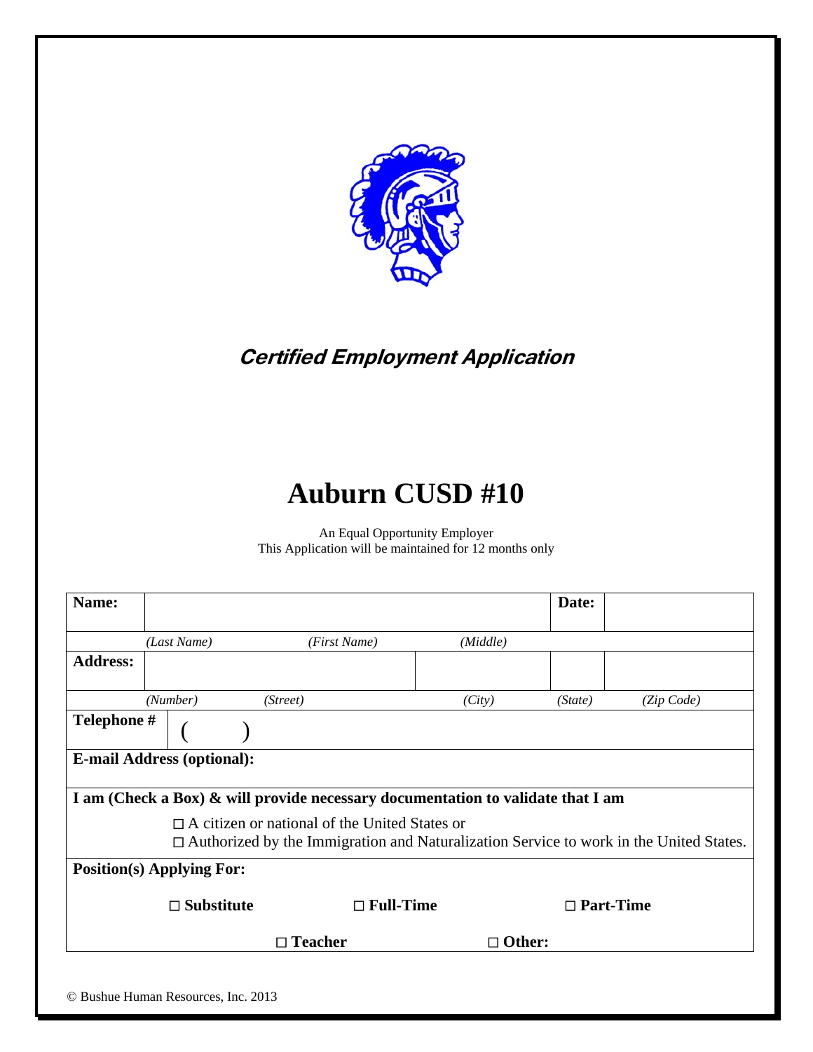*Certified Employment Application*

# Auburn CUSD #10

An Equal Opportunity Employer
This Application will be maintained for 12 months only

| **Name:** | | | | **Date:** | |
|---|---|---|---|---|---|
| | *(Last Name)* | *(First Name)* | *(Middle)* | | |
| **Address:** | | | | | |
| | *(Number)* | *(Street)* | *(City)* | *(State)* | *(Zip Code)* |
| **Telephone #** | ( ) | | | | |
| **E-mail Address (optional):** | | | | | |
| **I am (Check a Box) & will provide necessary documentation to validate that I am** | | | | | |
| | ☐ A citizen or national of the United States or | | | | |
| | ☐ Authorized by the Immigration and Naturalization Service to work in the United States. | | | | |
| **Position(s) Applying For:** | | | | | |
| | ☐ **Substitute** | ☐ **Full-Time** | | ☐ **Part-Time** | |
| | | ☐ **Teacher** | ☐ **Other:** | | |

© Bushue Human Resources, Inc. 2013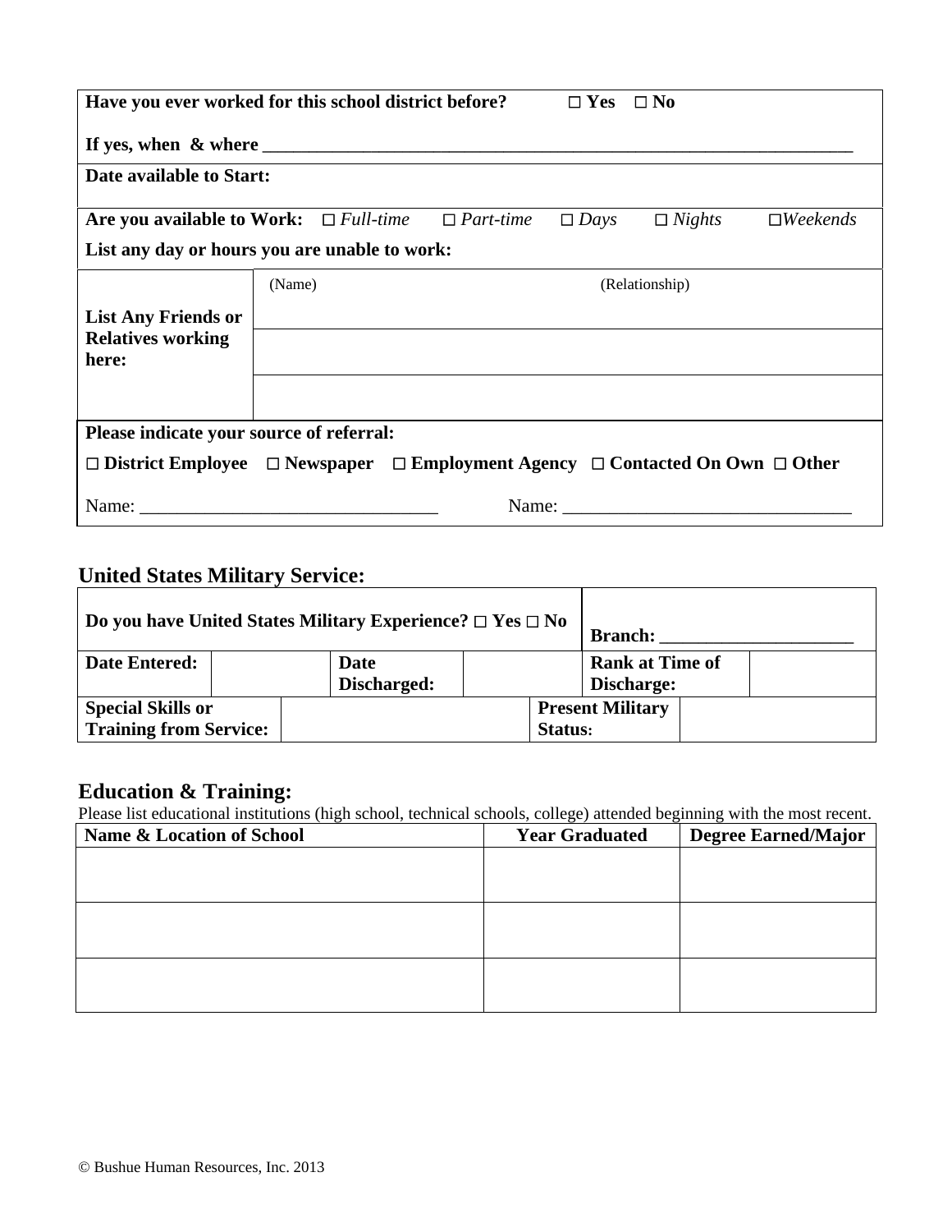| **Have you ever worked for this school district before?** ☐ **Yes** ☐ **No** | |
|---|---|
| **If yes, when & where** ________________________________________________________________ | |
| **Date available to Start:** | |
| **Are you available to Work:** ☐ *Full-time* ☐ *Part-time* ☐ *Days* ☐ *Nights* ☐*Weekends* | |
| **List any day or hours you are unable to work:** | |
| **List Any Friends or Relatives working here:** | (Name) (Relationship) |
| | |
| | |
| **Please indicate your source of referral:** | |
| ☐ **District Employee** ☐ **Newspaper** ☐ **Employment Agency** ☐ **Contacted On Own** ☐ **Other** | |
| Name: ______________________________ Name: ______________________________ | |

## United States Military Service:

| **Do you have United States Military Experience?** ☐ **Yes** ☐ **No** | | | | **Branch:** ____________________ | |
|---|---|---|---|---|---|
| **Date Entered:** | | **Date Discharged:** | | **Rank at Time of Discharge:** | |
| **Special Skills or Training from Service:** | | | **Present Military Status:** | | |

## Education & Training:

Please list educational institutions (high school, technical schools, college) attended beginning with the most recent.

| Name & Location of School | Year Graduated | Degree Earned/Major |
|---|---|---|
| | | |
| | | |
| | | |

© Bushue Human Resources, Inc. 2013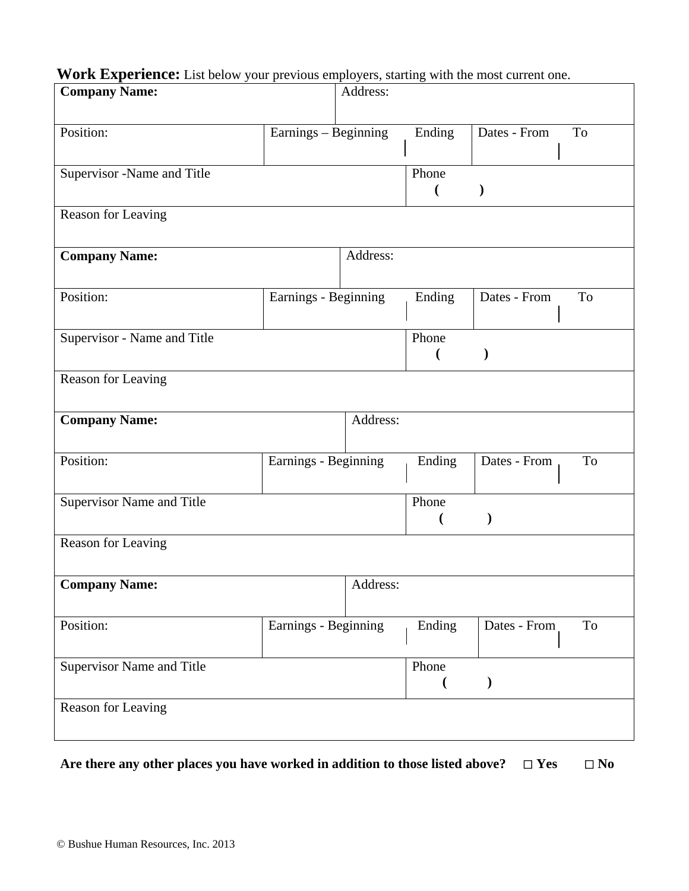**Work Experience:** List below your previous employers, starting with the most current one.

| **Company Name:** | | Address: | | |
|---|---|---|---|---|
| Position: | Earnings – Beginning | Ending | Dates - From | To |
| Supervisor -Name and Title | | Phone ( ) | | |
| Reason for Leaving | | | | |

| **Company Name:** | | Address: | | |
|---|---|---|---|---|
| Position: | Earnings - Beginning | Ending | Dates - From | To |
| Supervisor - Name and Title | | Phone ( ) | | |
| Reason for Leaving | | | | |

| **Company Name:** | | Address: | | |
|---|---|---|---|---|
| Position: | Earnings - Beginning | Ending | Dates - From | To |
| Supervisor Name and Title | | Phone ( ) | | |
| Reason for Leaving | | | | |

| **Company Name:** | | Address: | | |
|---|---|---|---|---|
| Position: | Earnings - Beginning | Ending | Dates - From | To |
| Supervisor Name and Title | | Phone ( ) | | |
| Reason for Leaving | | | | |

**Are there any other places you have worked in addition to those listed above? □ Yes □ No**

© Bushue Human Resources, Inc. 2013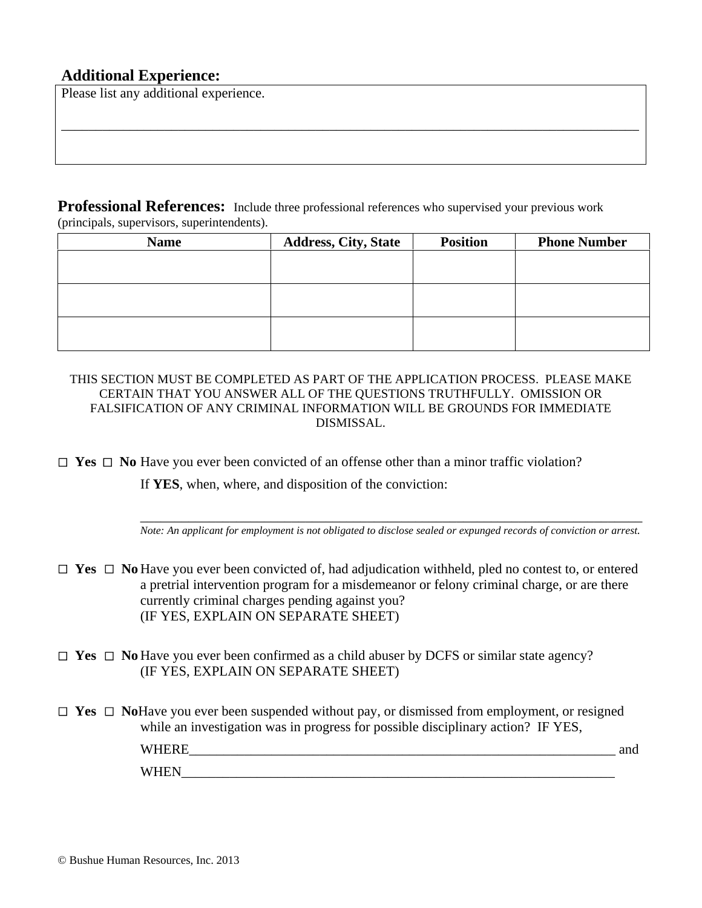## Additional Experience:

Please list any additional experience.

\_\_\_\_\_\_\_\_\_\_\_\_\_\_\_\_\_\_\_\_\_\_\_\_\_\_\_\_\_\_\_\_\_\_\_\_\_\_\_\_\_\_\_\_\_\_\_\_\_\_\_\_\_\_\_\_\_\_\_\_\_\_\_\_\_\_\_\_\_\_\_\_\_\_\_\_\_\_\_\_\_\_\_\_\_\_\_\_\_\_

## Professional References:

Include three professional references who supervised your previous work (principals, supervisors, superintendents).

| Name | Address, City, State | Position | Phone Number |
|---|---|---|---|
| | | | |
| | | | |
| | | | |

THIS SECTION MUST BE COMPLETED AS PART OF THE APPLICATION PROCESS. PLEASE MAKE CERTAIN THAT YOU ANSWER ALL OF THE QUESTIONS TRUTHFULLY. OMISSION OR FALSIFICATION OF ANY CRIMINAL INFORMATION WILL BE GROUNDS FOR IMMEDIATE DISMISSAL.

☐ **Yes** ☐ **No** Have you ever been convicted of an offense other than a minor traffic violation?

If **YES**, when, where, and disposition of the conviction:

\_\_\_\_\_\_\_\_\_\_\_\_\_\_\_\_\_\_\_\_\_\_\_\_\_\_\_\_\_\_\_\_\_\_\_\_\_\_\_\_\_\_\_\_\_\_\_\_\_\_\_\_\_\_\_\_\_\_\_\_\_\_\_\_\_\_\_\_\_\_\_\_\_\_\_\_\_\_

*Note: An applicant for employment is not obligated to disclose sealed or expunged records of conviction or arrest.*

☐ **Yes** ☐ **No** Have you ever been convicted of, had adjudication withheld, pled no contest to, or entered a pretrial intervention program for a misdemeanor or felony criminal charge, or are there currently criminal charges pending against you?
(IF YES, EXPLAIN ON SEPARATE SHEET)

☐ **Yes** ☐ **No** Have you ever been confirmed as a child abuser by DCFS or similar state agency?
(IF YES, EXPLAIN ON SEPARATE SHEET)

☐ **Yes** ☐ **No** Have you ever been suspended without pay, or dismissed from employment, or resigned while an investigation was in progress for possible disciplinary action? IF YES,

WHERE\_\_\_\_\_\_\_\_\_\_\_\_\_\_\_\_\_\_\_\_\_\_\_\_\_\_\_\_\_\_\_\_\_\_\_\_\_\_\_\_\_\_\_\_\_\_\_\_\_\_\_\_\_\_\_\_\_\_\_\_\_\_\_\_\_\_ and

WHEN\_\_\_\_\_\_\_\_\_\_\_\_\_\_\_\_\_\_\_\_\_\_\_\_\_\_\_\_\_\_\_\_\_\_\_\_\_\_\_\_\_\_\_\_\_\_\_\_\_\_\_\_\_\_\_\_\_\_\_\_\_\_\_\_\_\_\_\_

© Bushue Human Resources, Inc. 2013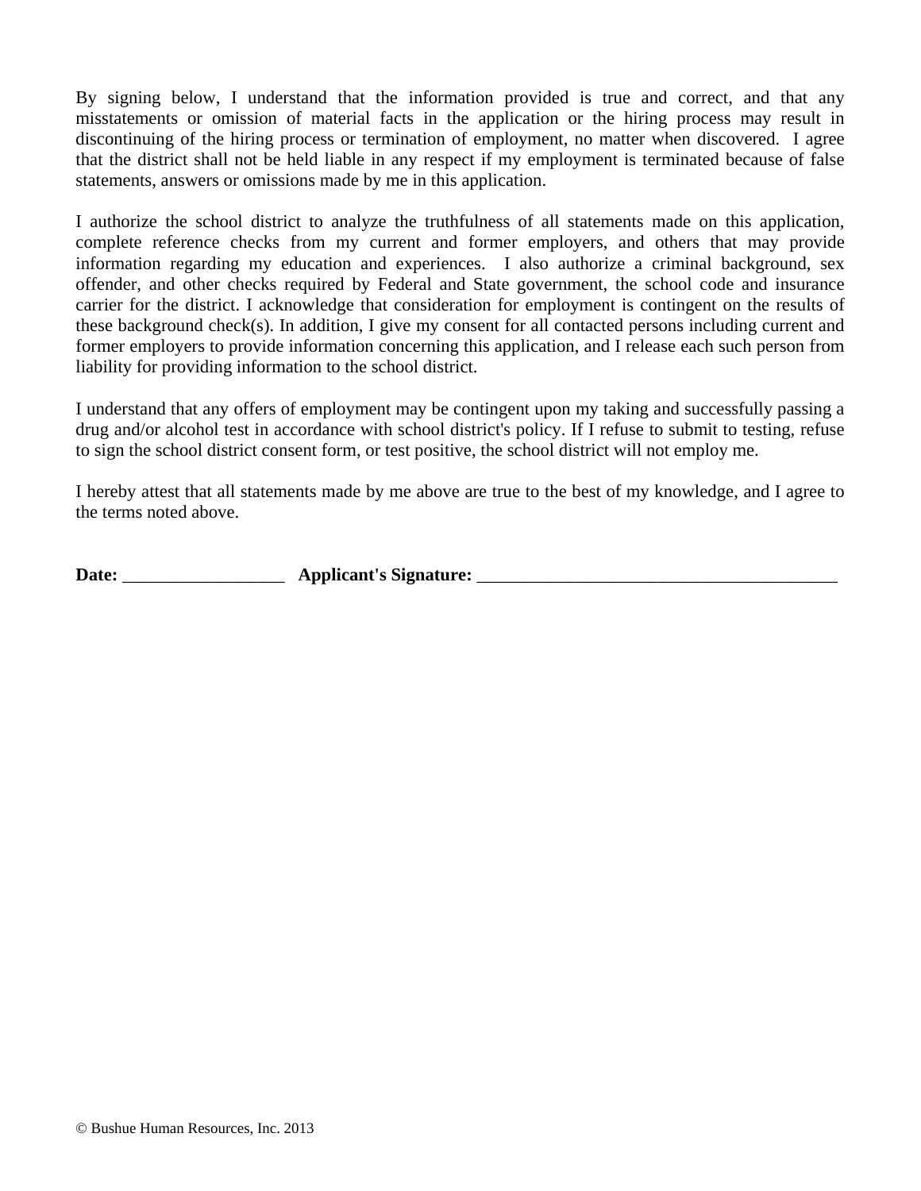By signing below, I understand that the information provided is true and correct, and that any misstatements or omission of material facts in the application or the hiring process may result in discontinuing of the hiring process or termination of employment, no matter when discovered. I agree that the district shall not be held liable in any respect if my employment is terminated because of false statements, answers or omissions made by me in this application.

I authorize the school district to analyze the truthfulness of all statements made on this application, complete reference checks from my current and former employers, and others that may provide information regarding my education and experiences. I also authorize a criminal background, sex offender, and other checks required by Federal and State government, the school code and insurance carrier for the district. I acknowledge that consideration for employment is contingent on the results of these background check(s). In addition, I give my consent for all contacted persons including current and former employers to provide information concerning this application, and I release each such person from liability for providing information to the school district.

I understand that any offers of employment may be contingent upon my taking and successfully passing a drug and/or alcohol test in accordance with school district's policy. If I refuse to submit to testing, refuse to sign the school district consent form, or test positive, the school district will not employ me.

I hereby attest that all statements made by me above are true to the best of my knowledge, and I agree to the terms noted above.

**Date:** ___________________ **Applicant's Signature:** __________________________________________

© Bushue Human Resources, Inc. 2013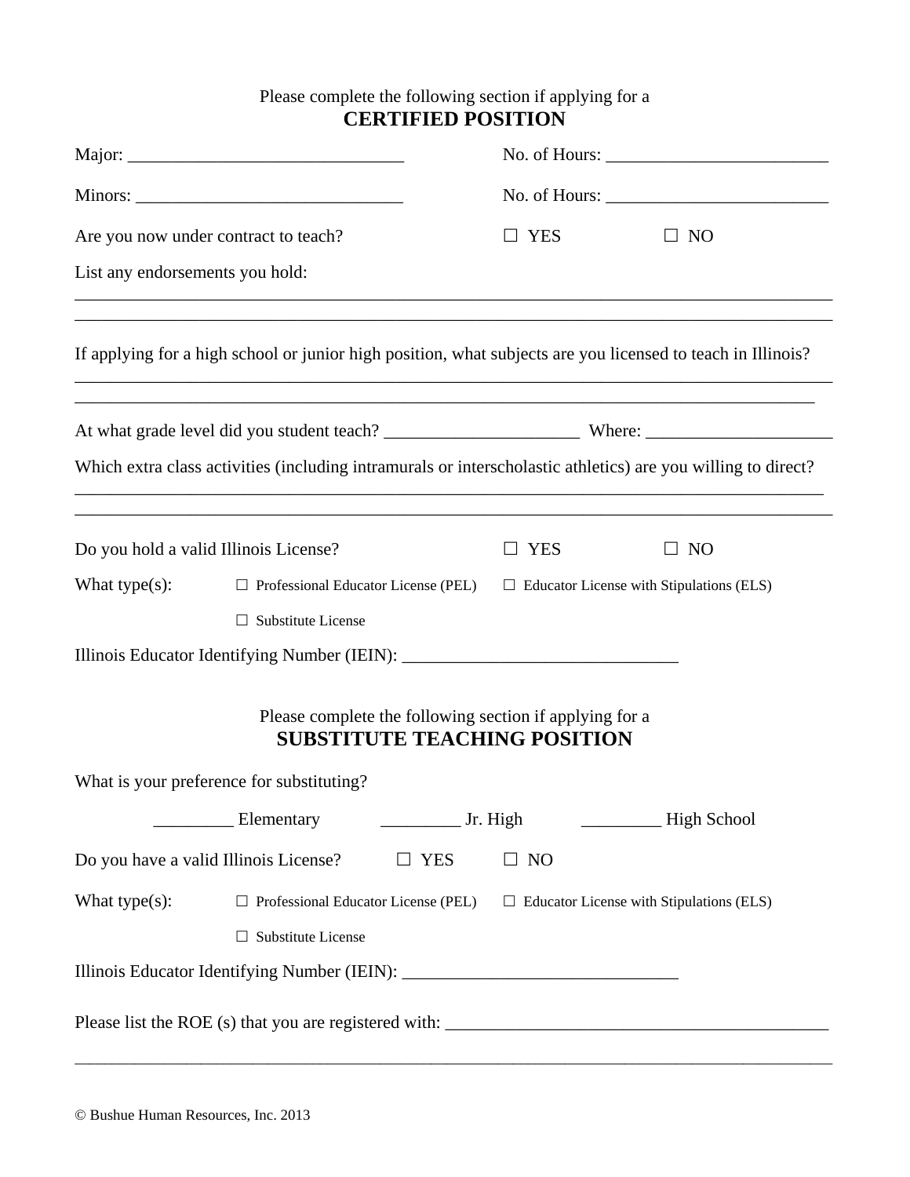Please complete the following section if applying for a

## CERTIFIED POSITION

Major: ______________________________ No. of Hours: ________________________

Minors: _____________________________ No. of Hours: ________________________

Are you now under contract to teach? ☐ YES ☐ NO

List any endorsements you hold:

___________________________________________________________________________

___________________________________________________________________________

If applying for a high school or junior high position, what subjects are you licensed to teach in Illinois?

___________________________________________________________________________

___________________________________________________________________________

At what grade level did you student teach? _____________________ Where: ____________________

Which extra class activities (including intramurals or interscholastic athletics) are you willing to direct?

___________________________________________________________________________

___________________________________________________________________________

Do you hold a valid Illinois License? ☐ YES ☐ NO

What type(s): ☐ Professional Educator License (PEL) ☐ Educator License with Stipulations (ELS)

☐ Substitute License

Illinois Educator Identifying Number (IEIN): ______________________________

Please complete the following section if applying for a

## SUBSTITUTE TEACHING POSITION

What is your preference for substituting?

_________ Elementary _________ Jr. High _________ High School

Do you have a valid Illinois License? ☐ YES ☐ NO

What type(s): ☐ Professional Educator License (PEL) ☐ Educator License with Stipulations (ELS)

☐ Substitute License

Illinois Educator Identifying Number (IEIN): ______________________________

Please list the ROE (s) that you are registered with: ___________________________________________

___________________________________________________________________________

© Bushue Human Resources, Inc. 2013